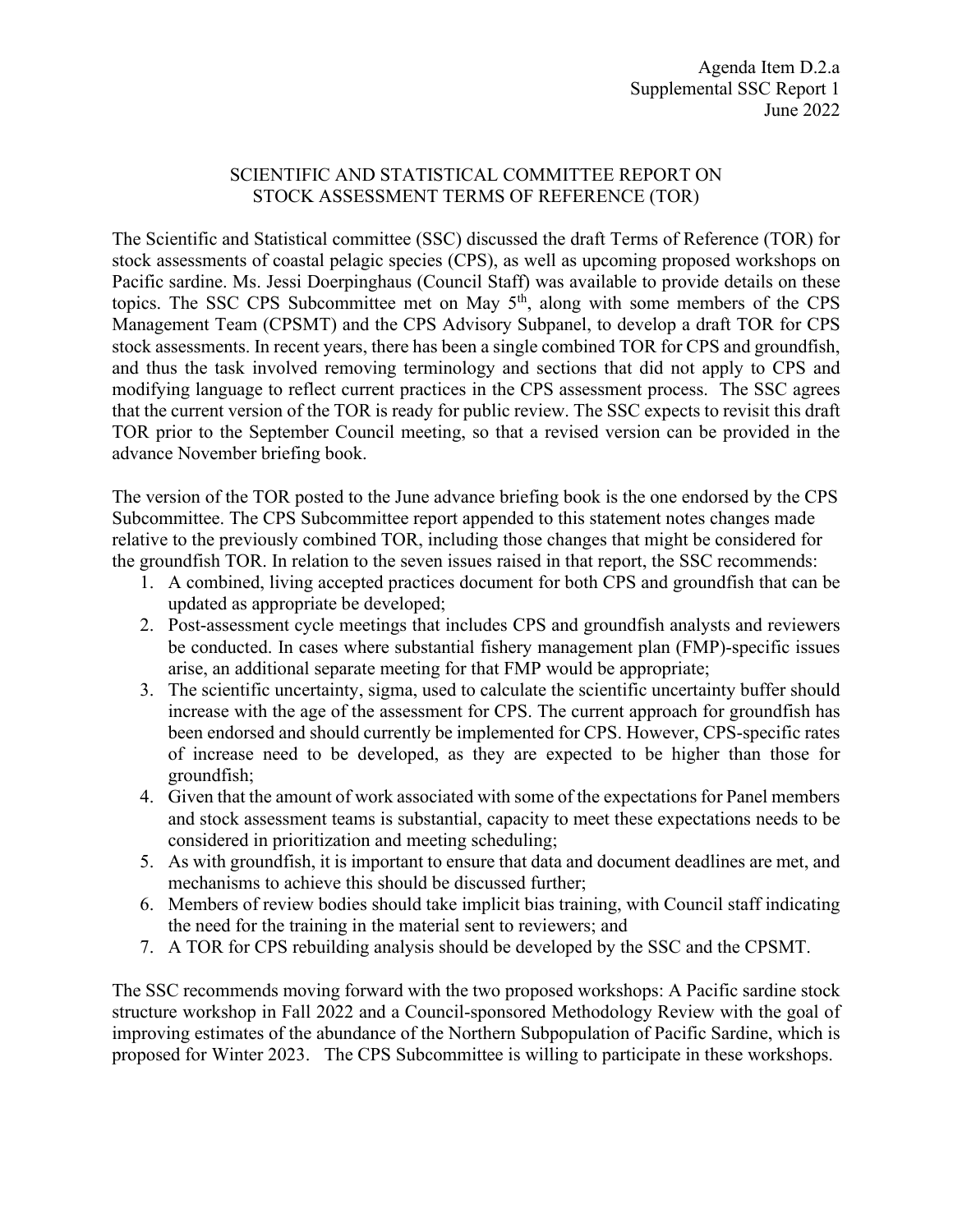Agenda Item D.2.a
Supplemental SSC Report 1
June 2022

# SCIENTIFIC AND STATISTICAL COMMITTEE REPORT ON STOCK ASSESSMENT TERMS OF REFERENCE (TOR)

The Scientific and Statistical committee (SSC) discussed the draft Terms of Reference (TOR) for stock assessments of coastal pelagic species (CPS), as well as upcoming proposed workshops on Pacific sardine. Ms. Jessi Doerpinghaus (Council Staff) was available to provide details on these topics. The SSC CPS Subcommittee met on May 5th, along with some members of the CPS Management Team (CPSMT) and the CPS Advisory Subpanel, to develop a draft TOR for CPS stock assessments. In recent years, there has been a single combined TOR for CPS and groundfish, and thus the task involved removing terminology and sections that did not apply to CPS and modifying language to reflect current practices in the CPS assessment process. The SSC agrees that the current version of the TOR is ready for public review. The SSC expects to revisit this draft TOR prior to the September Council meeting, so that a revised version can be provided in the advance November briefing book.

The version of the TOR posted to the June advance briefing book is the one endorsed by the CPS Subcommittee. The CPS Subcommittee report appended to this statement notes changes made relative to the previously combined TOR, including those changes that might be considered for the groundfish TOR. In relation to the seven issues raised in that report, the SSC recommends:

1. A combined, living accepted practices document for both CPS and groundfish that can be updated as appropriate be developed;
2. Post-assessment cycle meetings that includes CPS and groundfish analysts and reviewers be conducted. In cases where substantial fishery management plan (FMP)-specific issues arise, an additional separate meeting for that FMP would be appropriate;
3. The scientific uncertainty, sigma, used to calculate the scientific uncertainty buffer should increase with the age of the assessment for CPS. The current approach for groundfish has been endorsed and should currently be implemented for CPS. However, CPS-specific rates of increase need to be developed, as they are expected to be higher than those for groundfish;
4. Given that the amount of work associated with some of the expectations for Panel members and stock assessment teams is substantial, capacity to meet these expectations needs to be considered in prioritization and meeting scheduling;
5. As with groundfish, it is important to ensure that data and document deadlines are met, and mechanisms to achieve this should be discussed further;
6. Members of review bodies should take implicit bias training, with Council staff indicating the need for the training in the material sent to reviewers; and
7. A TOR for CPS rebuilding analysis should be developed by the SSC and the CPSMT.

The SSC recommends moving forward with the two proposed workshops: A Pacific sardine stock structure workshop in Fall 2022 and a Council-sponsored Methodology Review with the goal of improving estimates of the abundance of the Northern Subpopulation of Pacific Sardine, which is proposed for Winter 2023. The CPS Subcommittee is willing to participate in these workshops.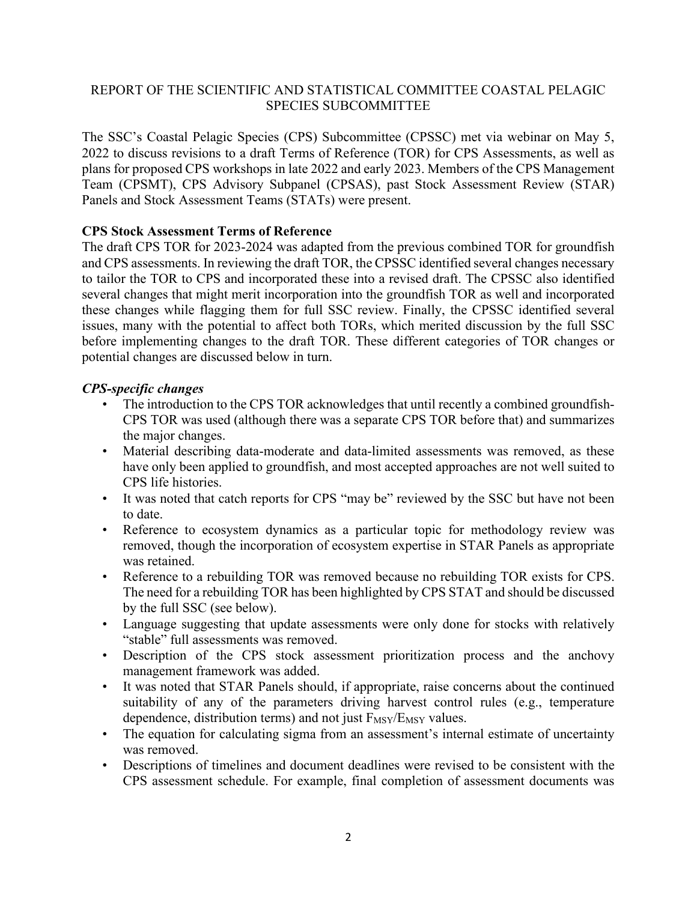REPORT OF THE SCIENTIFIC AND STATISTICAL COMMITTEE COASTAL PELAGIC SPECIES SUBCOMMITTEE

The SSC's Coastal Pelagic Species (CPS) Subcommittee (CPSSC) met via webinar on May 5, 2022 to discuss revisions to a draft Terms of Reference (TOR) for CPS Assessments, as well as plans for proposed CPS workshops in late 2022 and early 2023. Members of the CPS Management Team (CPSMT), CPS Advisory Subpanel (CPSAS), past Stock Assessment Review (STAR) Panels and Stock Assessment Teams (STATs) were present.

**CPS Stock Assessment Terms of Reference**

The draft CPS TOR for 2023-2024 was adapted from the previous combined TOR for groundfish and CPS assessments. In reviewing the draft TOR, the CPSSC identified several changes necessary to tailor the TOR to CPS and incorporated these into a revised draft. The CPSSC also identified several changes that might merit incorporation into the groundfish TOR as well and incorporated these changes while flagging them for full SSC review. Finally, the CPSSC identified several issues, many with the potential to affect both TORs, which merited discussion by the full SSC before implementing changes to the draft TOR. These different categories of TOR changes or potential changes are discussed below in turn.

***CPS-specific changes***

- The introduction to the CPS TOR acknowledges that until recently a combined groundfish-CPS TOR was used (although there was a separate CPS TOR before that) and summarizes the major changes.
- Material describing data-moderate and data-limited assessments was removed, as these have only been applied to groundfish, and most accepted approaches are not well suited to CPS life histories.
- It was noted that catch reports for CPS "may be" reviewed by the SSC but have not been to date.
- Reference to ecosystem dynamics as a particular topic for methodology review was removed, though the incorporation of ecosystem expertise in STAR Panels as appropriate was retained.
- Reference to a rebuilding TOR was removed because no rebuilding TOR exists for CPS. The need for a rebuilding TOR has been highlighted by CPS STAT and should be discussed by the full SSC (see below).
- Language suggesting that update assessments were only done for stocks with relatively "stable" full assessments was removed.
- Description of the CPS stock assessment prioritization process and the anchovy management framework was added.
- It was noted that STAR Panels should, if appropriate, raise concerns about the continued suitability of any of the parameters driving harvest control rules (e.g., temperature dependence, distribution terms) and not just $F_{MSY}/E_{MSY}$ values.
- The equation for calculating sigma from an assessment's internal estimate of uncertainty was removed.
- Descriptions of timelines and document deadlines were revised to be consistent with the CPS assessment schedule. For example, final completion of assessment documents was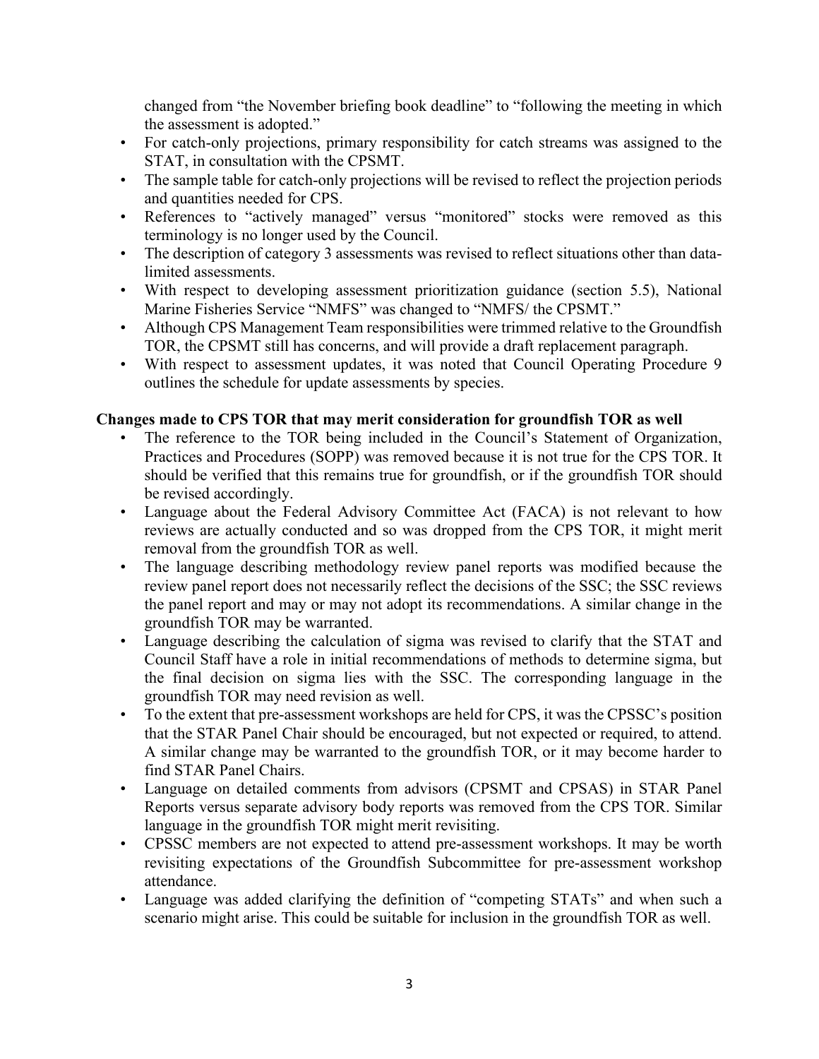changed from "the November briefing book deadline" to "following the meeting in which the assessment is adopted."

- For catch-only projections, primary responsibility for catch streams was assigned to the STAT, in consultation with the CPSMT.
- The sample table for catch-only projections will be revised to reflect the projection periods and quantities needed for CPS.
- References to "actively managed" versus "monitored" stocks were removed as this terminology is no longer used by the Council.
- The description of category 3 assessments was revised to reflect situations other than data-limited assessments.
- With respect to developing assessment prioritization guidance (section 5.5), National Marine Fisheries Service "NMFS" was changed to "NMFS/ the CPSMT."
- Although CPS Management Team responsibilities were trimmed relative to the Groundfish TOR, the CPSMT still has concerns, and will provide a draft replacement paragraph.
- With respect to assessment updates, it was noted that Council Operating Procedure 9 outlines the schedule for update assessments by species.

**Changes made to CPS TOR that may merit consideration for groundfish TOR as well**

- The reference to the TOR being included in the Council's Statement of Organization, Practices and Procedures (SOPP) was removed because it is not true for the CPS TOR. It should be verified that this remains true for groundfish, or if the groundfish TOR should be revised accordingly.
- Language about the Federal Advisory Committee Act (FACA) is not relevant to how reviews are actually conducted and so was dropped from the CPS TOR, it might merit removal from the groundfish TOR as well.
- The language describing methodology review panel reports was modified because the review panel report does not necessarily reflect the decisions of the SSC; the SSC reviews the panel report and may or may not adopt its recommendations. A similar change in the groundfish TOR may be warranted.
- Language describing the calculation of sigma was revised to clarify that the STAT and Council Staff have a role in initial recommendations of methods to determine sigma, but the final decision on sigma lies with the SSC. The corresponding language in the groundfish TOR may need revision as well.
- To the extent that pre-assessment workshops are held for CPS, it was the CPSSC's position that the STAR Panel Chair should be encouraged, but not expected or required, to attend. A similar change may be warranted to the groundfish TOR, or it may become harder to find STAR Panel Chairs.
- Language on detailed comments from advisors (CPSMT and CPSAS) in STAR Panel Reports versus separate advisory body reports was removed from the CPS TOR. Similar language in the groundfish TOR might merit revisiting.
- CPSSC members are not expected to attend pre-assessment workshops. It may be worth revisiting expectations of the Groundfish Subcommittee for pre-assessment workshop attendance.
- Language was added clarifying the definition of "competing STATs" and when such a scenario might arise. This could be suitable for inclusion in the groundfish TOR as well.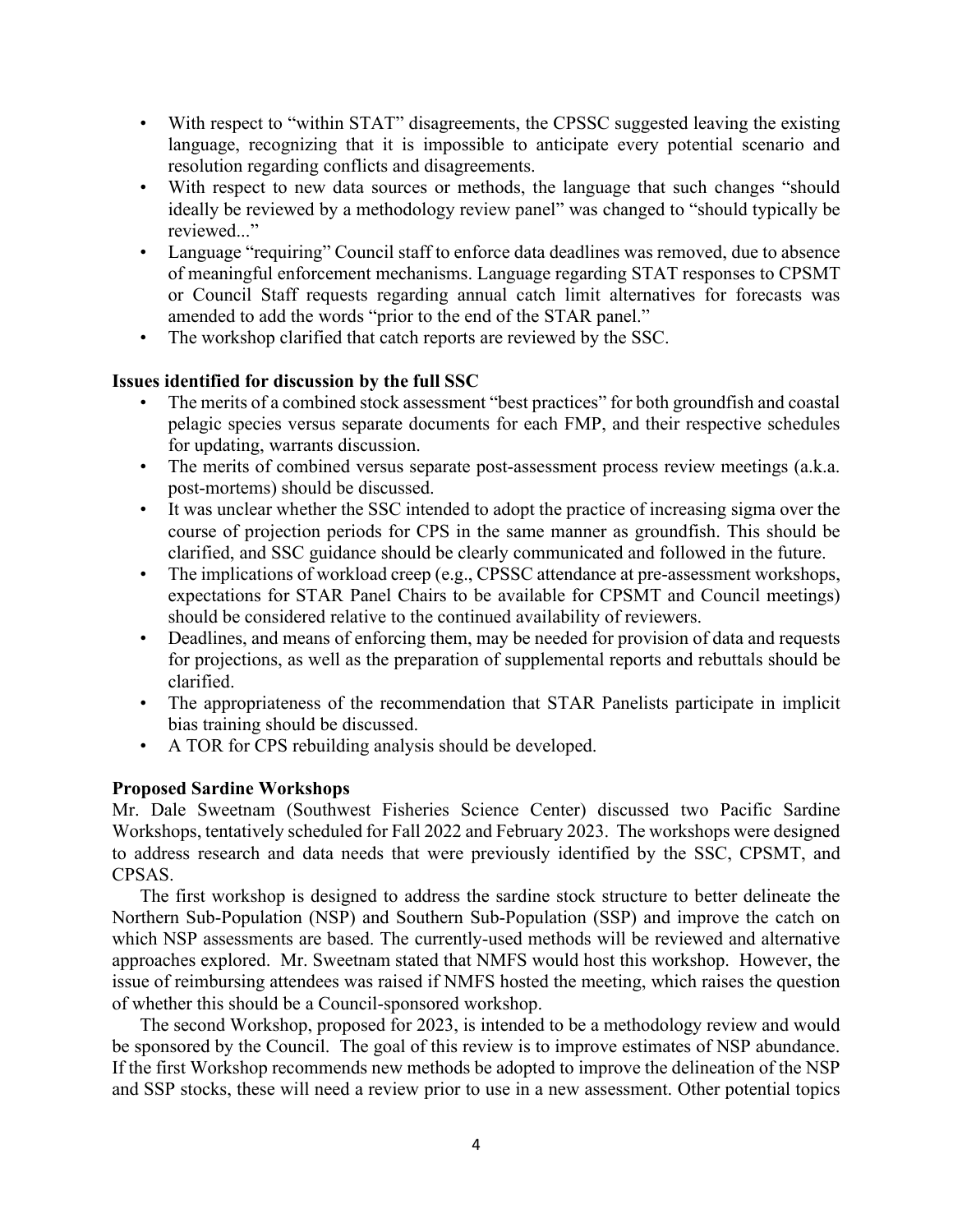- With respect to "within STAT" disagreements, the CPSSC suggested leaving the existing language, recognizing that it is impossible to anticipate every potential scenario and resolution regarding conflicts and disagreements.
- With respect to new data sources or methods, the language that such changes "should ideally be reviewed by a methodology review panel" was changed to "should typically be reviewed..."
- Language "requiring" Council staff to enforce data deadlines was removed, due to absence of meaningful enforcement mechanisms. Language regarding STAT responses to CPSMT or Council Staff requests regarding annual catch limit alternatives for forecasts was amended to add the words "prior to the end of the STAR panel."
- The workshop clarified that catch reports are reviewed by the SSC.

**Issues identified for discussion by the full SSC**

- The merits of a combined stock assessment "best practices" for both groundfish and coastal pelagic species versus separate documents for each FMP, and their respective schedules for updating, warrants discussion.
- The merits of combined versus separate post-assessment process review meetings (a.k.a. post-mortems) should be discussed.
- It was unclear whether the SSC intended to adopt the practice of increasing sigma over the course of projection periods for CPS in the same manner as groundfish. This should be clarified, and SSC guidance should be clearly communicated and followed in the future.
- The implications of workload creep (e.g., CPSSC attendance at pre-assessment workshops, expectations for STAR Panel Chairs to be available for CPSMT and Council meetings) should be considered relative to the continued availability of reviewers.
- Deadlines, and means of enforcing them, may be needed for provision of data and requests for projections, as well as the preparation of supplemental reports and rebuttals should be clarified.
- The appropriateness of the recommendation that STAR Panelists participate in implicit bias training should be discussed.
- A TOR for CPS rebuilding analysis should be developed.

**Proposed Sardine Workshops**

Mr. Dale Sweetnam (Southwest Fisheries Science Center) discussed two Pacific Sardine Workshops, tentatively scheduled for Fall 2022 and February 2023. The workshops were designed to address research and data needs that were previously identified by the SSC, CPSMT, and CPSAS.

The first workshop is designed to address the sardine stock structure to better delineate the Northern Sub-Population (NSP) and Southern Sub-Population (SSP) and improve the catch on which NSP assessments are based. The currently-used methods will be reviewed and alternative approaches explored. Mr. Sweetnam stated that NMFS would host this workshop. However, the issue of reimbursing attendees was raised if NMFS hosted the meeting, which raises the question of whether this should be a Council-sponsored workshop.

The second Workshop, proposed for 2023, is intended to be a methodology review and would be sponsored by the Council. The goal of this review is to improve estimates of NSP abundance. If the first Workshop recommends new methods be adopted to improve the delineation of the NSP and SSP stocks, these will need a review prior to use in a new assessment. Other potential topics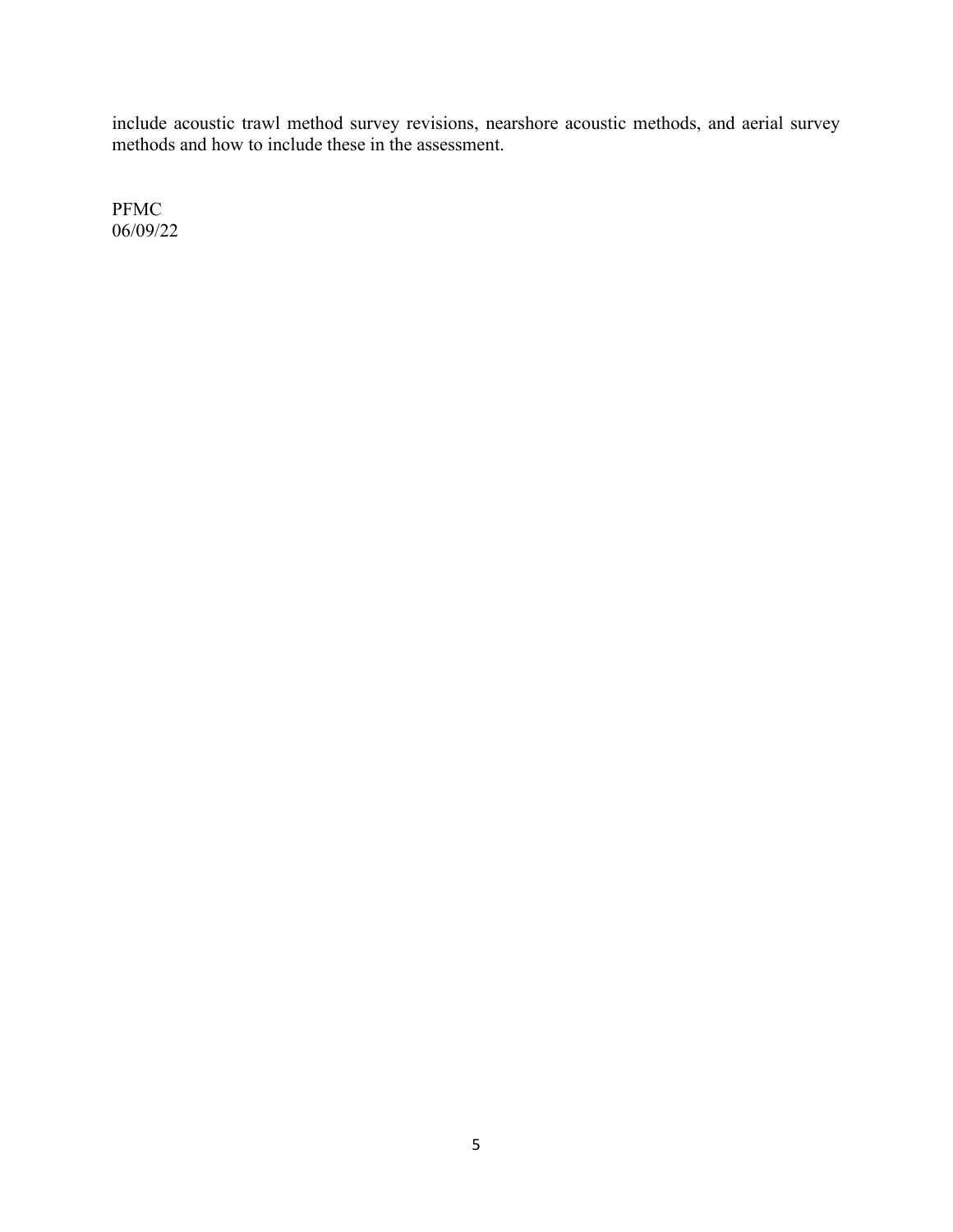include acoustic trawl method survey revisions, nearshore acoustic methods, and aerial survey methods and how to include these in the assessment.

PFMC
06/09/22